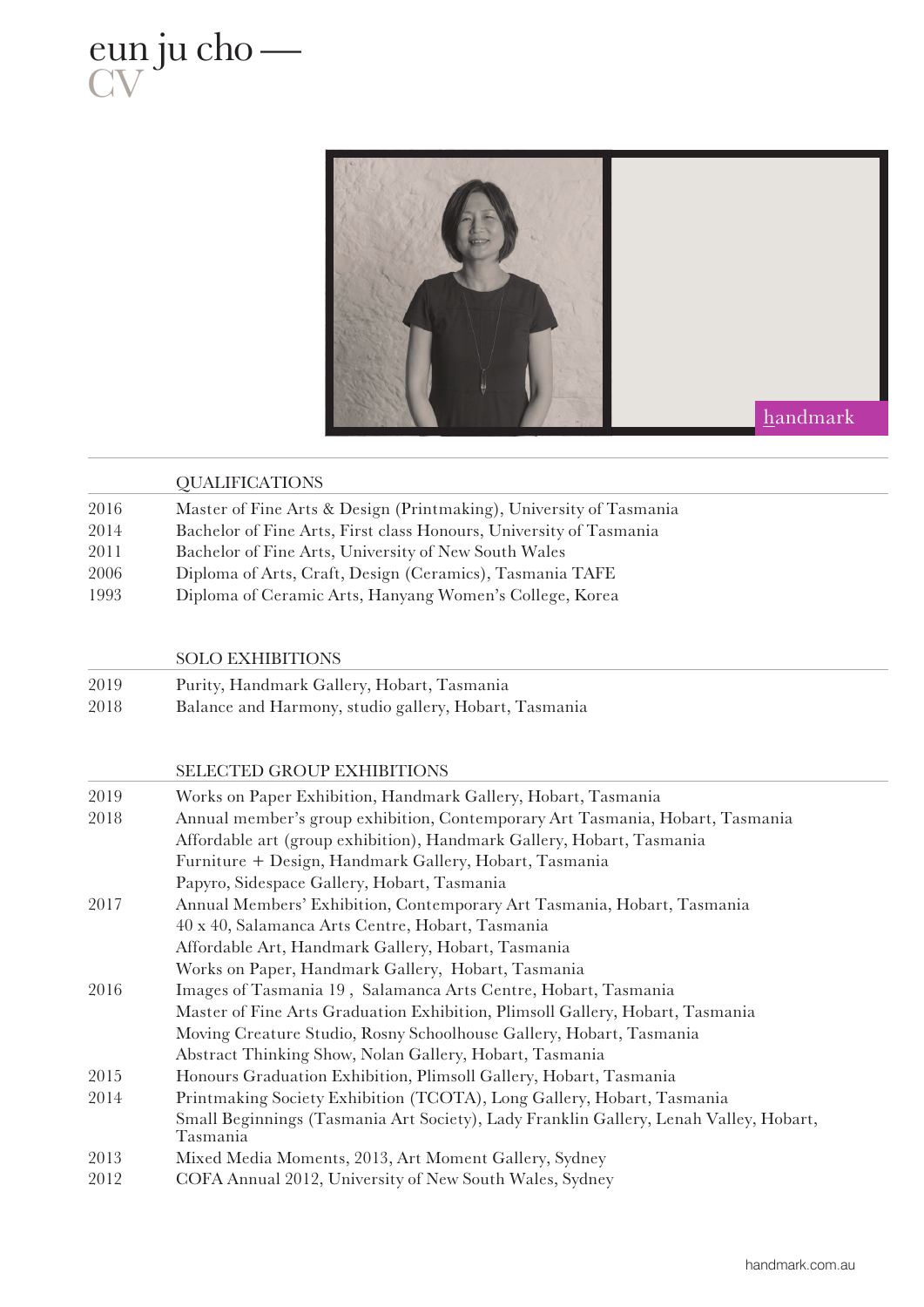# eun ju cho —
CV

handmark

## QUALIFICATIONS

| | |
|---|---|
| 2016 | Master of Fine Arts & Design (Printmaking), University of Tasmania |
| 2014 | Bachelor of Fine Arts, First class Honours, University of Tasmania |
| 2011 | Bachelor of Fine Arts, University of New South Wales |
| 2006 | Diploma of Arts, Craft, Design (Ceramics), Tasmania TAFE |
| 1993 | Diploma of Ceramic Arts, Hanyang Women's College, Korea |

## SOLO EXHIBITIONS

| | |
|---|---|
| 2019 | Purity, Handmark Gallery, Hobart, Tasmania |
| 2018 | Balance and Harmony, studio gallery, Hobart, Tasmania |

## SELECTED GROUP EXHIBITIONS

| | |
|---|---|
| 2019 | Works on Paper Exhibition, Handmark Gallery, Hobart, Tasmania |
| 2018 | Annual member's group exhibition, Contemporary Art Tasmania, Hobart, Tasmania |
| | Affordable art (group exhibition), Handmark Gallery, Hobart, Tasmania |
| | Furniture + Design, Handmark Gallery, Hobart, Tasmania |
| | Papyro, Sidespace Gallery, Hobart, Tasmania |
| 2017 | Annual Members' Exhibition, Contemporary Art Tasmania, Hobart, Tasmania |
| | 40 x 40, Salamanca Arts Centre, Hobart, Tasmania |
| | Affordable Art, Handmark Gallery, Hobart, Tasmania |
| | Works on Paper, Handmark Gallery, Hobart, Tasmania |
| 2016 | Images of Tasmania 19 , Salamanca Arts Centre, Hobart, Tasmania |
| | Master of Fine Arts Graduation Exhibition, Plimsoll Gallery, Hobart, Tasmania |
| | Moving Creature Studio, Rosny Schoolhouse Gallery, Hobart, Tasmania |
| | Abstract Thinking Show, Nolan Gallery, Hobart, Tasmania |
| 2015 | Honours Graduation Exhibition, Plimsoll Gallery, Hobart, Tasmania |
| 2014 | Printmaking Society Exhibition (TCOTA), Long Gallery, Hobart, Tasmania |
| | Small Beginnings (Tasmania Art Society), Lady Franklin Gallery, Lenah Valley, Hobart, Tasmania |
| 2013 | Mixed Media Moments, 2013, Art Moment Gallery, Sydney |
| 2012 | COFA Annual 2012, University of New South Wales, Sydney |

handmark.com.au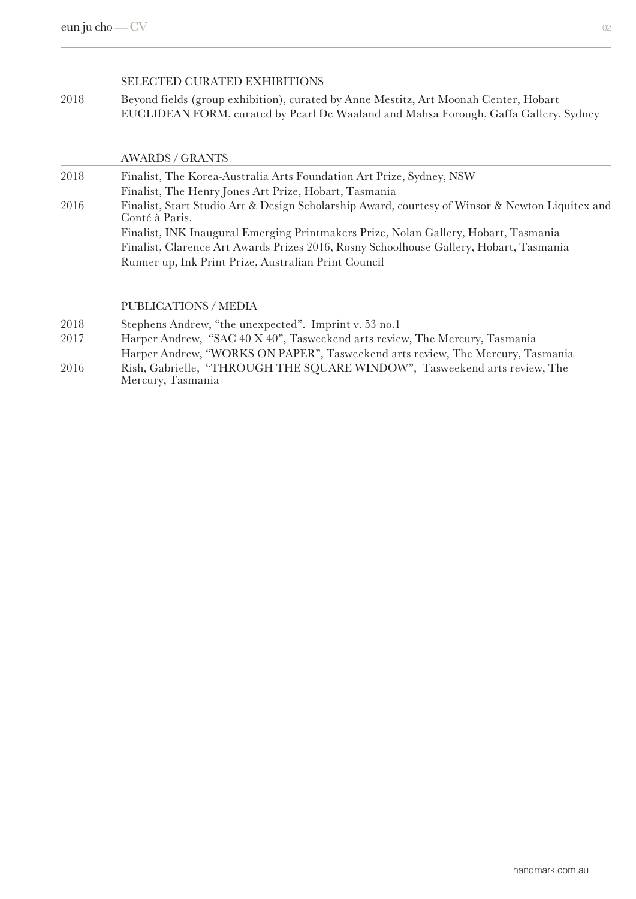## SELECTED CURATED EXHIBITIONS

2018 Beyond fields (group exhibition), curated by Anne Mestitz, Art Moonah Center, Hobart
EUCLIDEAN FORM, curated by Pearl De Waaland and Mahsa Forough, Gaffa Gallery, Sydney

## AWARDS / GRANTS

2018 Finalist, The Korea-Australia Arts Foundation Art Prize, Sydney, NSW
Finalist, The Henry Jones Art Prize, Hobart, Tasmania

2016 Finalist, Start Studio Art & Design Scholarship Award, courtesy of Winsor & Newton Liquitex and Conté à Paris.
Finalist, INK Inaugural Emerging Printmakers Prize, Nolan Gallery, Hobart, Tasmania
Finalist, Clarence Art Awards Prizes 2016, Rosny Schoolhouse Gallery, Hobart, Tasmania
Runner up, Ink Print Prize, Australian Print Council

## PUBLICATIONS / MEDIA

2018 Stephens Andrew, "the unexpected". Imprint v. 53 no.1

2017 Harper Andrew, "SAC 40 X 40", Tasweekend arts review, The Mercury, Tasmania
Harper Andrew, "WORKS ON PAPER", Tasweekend arts review, The Mercury, Tasmania

2016 Rish, Gabrielle, "THROUGH THE SQUARE WINDOW", Tasweekend arts review, The Mercury, Tasmania